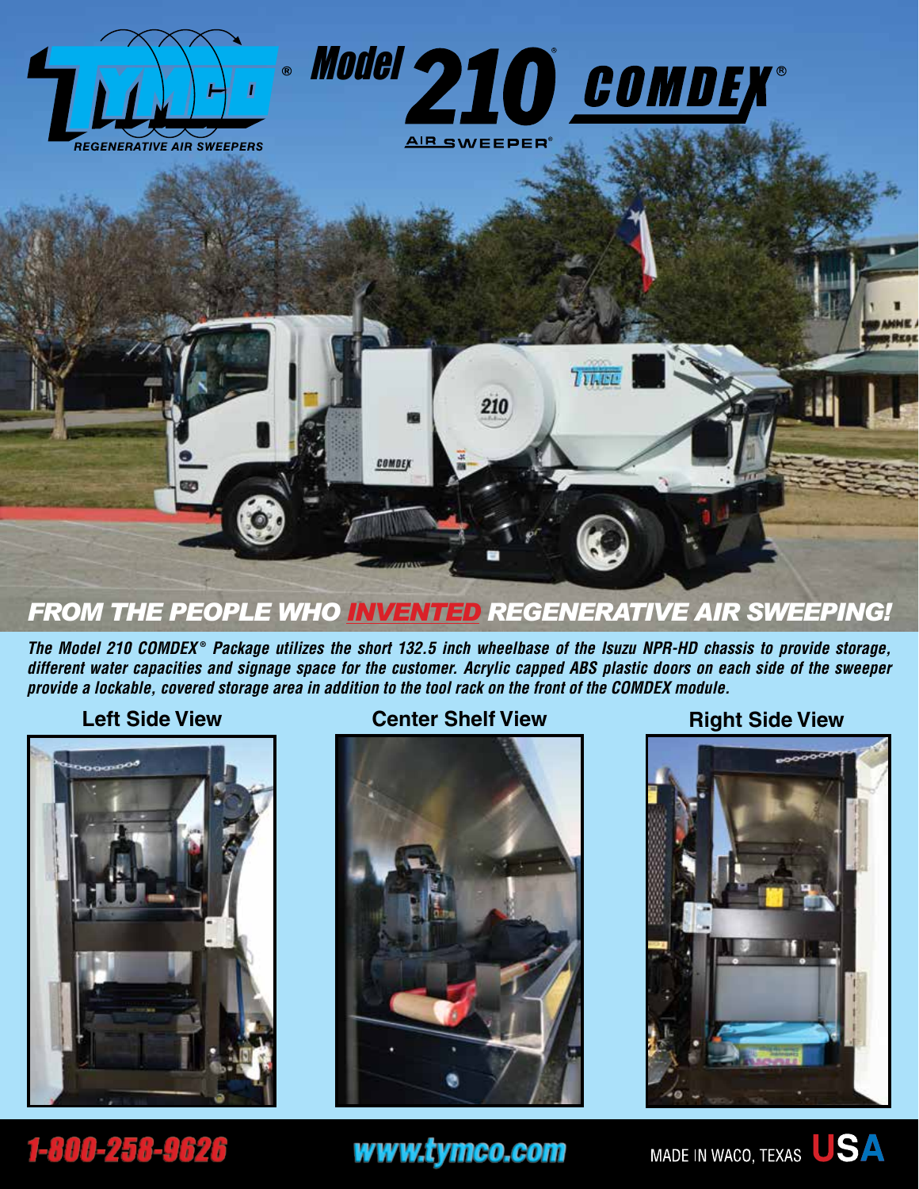TYMCO® REGENERATIVE AIR SWEEPERS

# Model 210® COMDEX®

AIR SWEEPER®

## FROM THE PEOPLE WHO INVENTED REGENERATIVE AIR SWEEPING!

*The Model 210 COMDEX® Package utilizes the short 132.5 inch wheelbase of the Isuzu NPR-HD chassis to provide storage, different water capacities and signage space for the customer. Acrylic capped ABS plastic doors on each side of the sweeper provide a lockable, covered storage area in addition to the tool rack on the front of the COMDEX module.*

**Left Side View**

**Center Shelf View**

**Right Side View**

1-800-258-9626

www.tymco.com

MADE IN WACO, TEXAS USA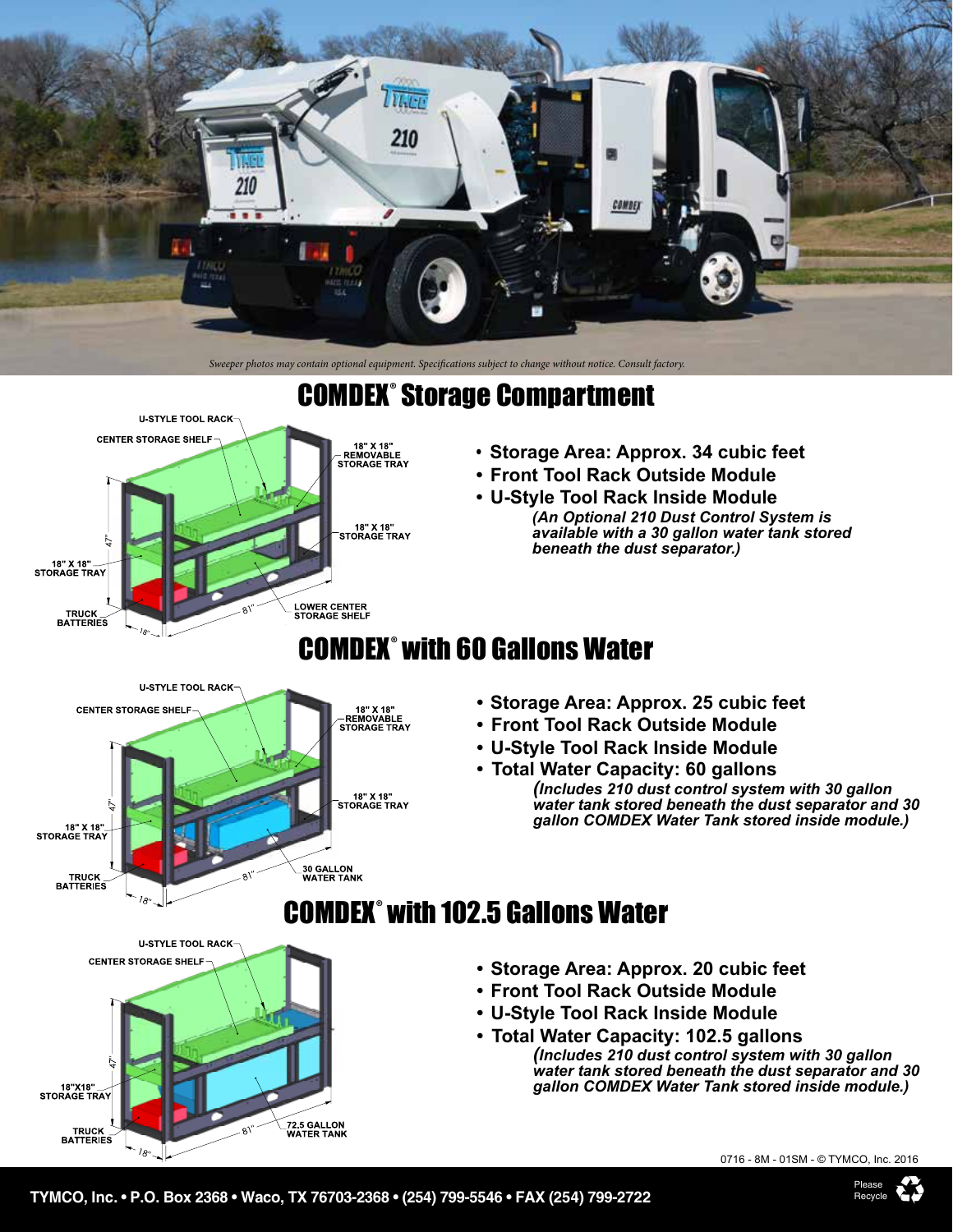*Sweeper photos may contain optional equipment. Specifications subject to change without notice. Consult factory.*

## COMDEX® Storage Compartment

U-STYLE TOOL RACK
CENTER STORAGE SHELF
18" X 18" REMOVABLE STORAGE TRAY
18" X 18" STORAGE TRAY
18" X 18" STORAGE TRAY
TRUCK BATTERIES
LOWER CENTER STORAGE SHELF
47"
81"
18"

- **Storage Area: Approx. 34 cubic feet**
- **Front Tool Rack Outside Module**
- **U-Style Tool Rack Inside Module**

  ***(An Optional 210 Dust Control System is available with a 30 gallon water tank stored beneath the dust separator.)***

## COMDEX® with 60 Gallons Water

U-STYLE TOOL RACK
CENTER STORAGE SHELF
18" X 18" REMOVABLE STORAGE TRAY
18" X 18" STORAGE TRAY
18" X 18" STORAGE TRAY
TRUCK BATTERIES
30 GALLON WATER TANK
47"
81"
18"

- **Storage Area: Approx. 25 cubic feet**
- **Front Tool Rack Outside Module**
- **U-Style Tool Rack Inside Module**
- **Total Water Capacity: 60 gallons**

  ***(Includes 210 dust control system with 30 gallon water tank stored beneath the dust separator and 30 gallon COMDEX Water Tank stored inside module.)***

## COMDEX® with 102.5 Gallons Water

U-STYLE TOOL RACK
CENTER STORAGE SHELF
18"X18" STORAGE TRAY
TRUCK BATTERIES
72.5 GALLON WATER TANK
47"
81"
18"

- **Storage Area: Approx. 20 cubic feet**
- **Front Tool Rack Outside Module**
- **U-Style Tool Rack Inside Module**
- **Total Water Capacity: 102.5 gallons**

  ***(Includes 210 dust control system with 30 gallon water tank stored beneath the dust separator and 30 gallon COMDEX Water Tank stored inside module.)***

0716 - 8M - 01SM - © TYMCO, Inc. 2016

**TYMCO, Inc. • P.O. Box 2368 • Waco, TX 76703-2368 • (254) 799-5546 • FAX (254) 799-2722**

Please Recycle